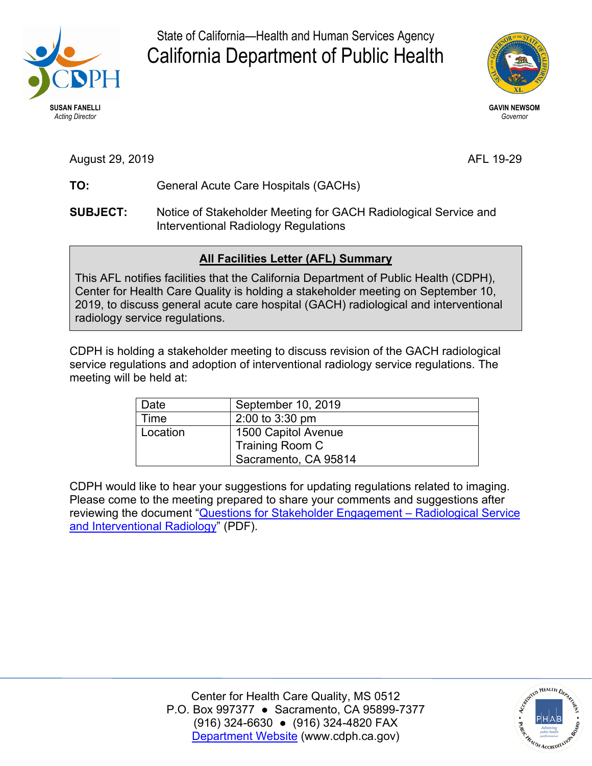State of California—Health and Human Services Agency

# California Department of Public Health

**SUSAN FANELLI**
*Acting Director*

**GAVIN NEWSOM**
*Governor*

August 29, 2019 AFL 19-29

**TO:** General Acute Care Hospitals (GACHs)

**SUBJECT:** Notice of Stakeholder Meeting for GACH Radiological Service and Interventional Radiology Regulations

**All Facilities Letter (AFL) Summary**

This AFL notifies facilities that the California Department of Public Health (CDPH), Center for Health Care Quality is holding a stakeholder meeting on September 10, 2019, to discuss general acute care hospital (GACH) radiological and interventional radiology service regulations.

CDPH is holding a stakeholder meeting to discuss revision of the GACH radiological service regulations and adoption of interventional radiology service regulations. The meeting will be held at:

| Date | September 10, 2019 |
|---|---|
| Time | 2:00 to 3:30 pm |
| Location | 1500 Capitol Avenue<br>Training Room C<br>Sacramento, CA 95814 |

CDPH would like to hear your suggestions for updating regulations related to imaging. Please come to the meeting prepared to share your comments and suggestions after reviewing the document "Questions for Stakeholder Engagement – Radiological Service and Interventional Radiology" (PDF).

Center for Health Care Quality, MS 0512
P.O. Box 997377 ● Sacramento, CA 95899-7377
(916) 324-6630 ● (916) 324-4820 FAX
Department Website (www.cdph.ca.gov)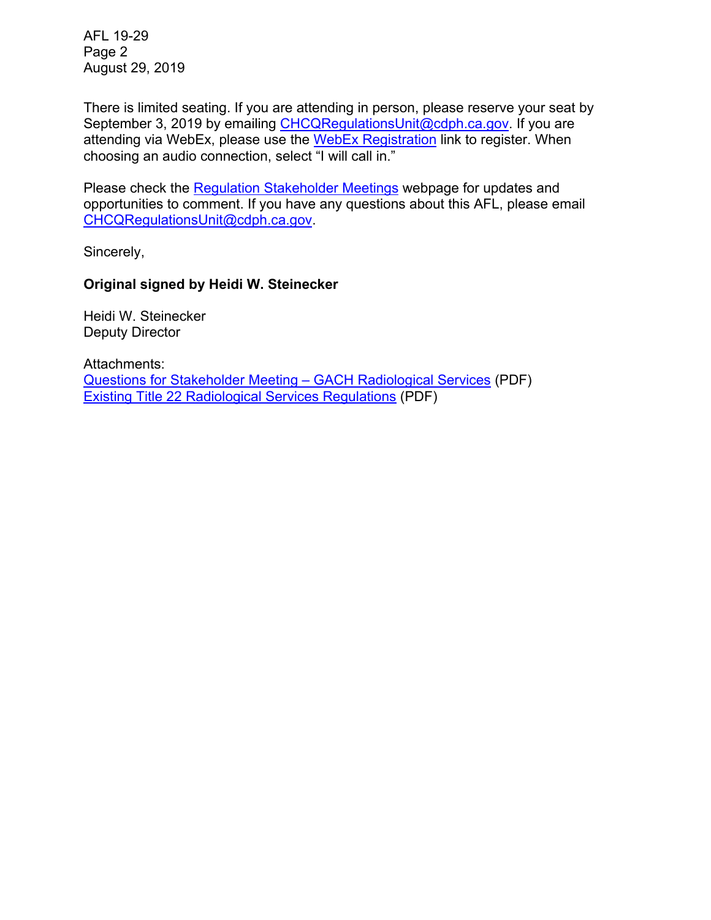There is limited seating. If you are attending in person, please reserve your seat by September 3, 2019 by emailing CHCQRegulationsUnit@cdph.ca.gov. If you are attending via WebEx, please use the WebEx Registration link to register. When choosing an audio connection, select “I will call in.”

Please check the Regulation Stakeholder Meetings webpage for updates and opportunities to comment. If you have any questions about this AFL, please email CHCQRegulationsUnit@cdph.ca.gov.

Sincerely,

**Original signed by Heidi W. Steinecker**

Heidi W. Steinecker
Deputy Director

Attachments:
Questions for Stakeholder Meeting – GACH Radiological Services (PDF)
Existing Title 22 Radiological Services Regulations (PDF)